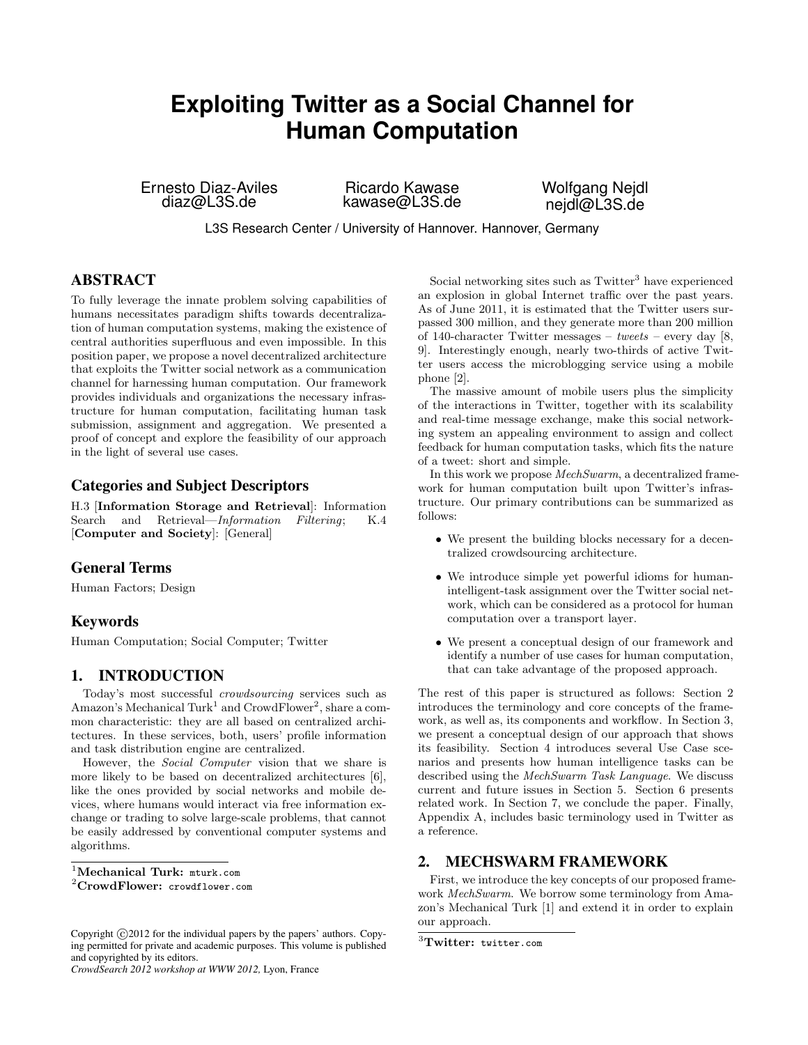# Exploiting Twitter as a Social Channel for Human Computation

Ernesto Diaz-Aviles
diaz@L3S.de

Ricardo Kawase
kawase@L3S.de

Wolfgang Nejdl
nejdl@L3S.de

L3S Research Center / University of Hannover. Hannover, Germany

## ABSTRACT

To fully leverage the innate problem solving capabilities of humans necessitates paradigm shifts towards decentralization of human computation systems, making the existence of central authorities superfluous and even impossible. In this position paper, we propose a novel decentralized architecture that exploits the Twitter social network as a communication channel for harnessing human computation. Our framework provides individuals and organizations the necessary infrastructure for human computation, facilitating human task submission, assignment and aggregation. We presented a proof of concept and explore the feasibility of our approach in the light of several use cases.

### Categories and Subject Descriptors

H.3 [**Information Storage and Retrieval**]: Information Search and Retrieval—*Information Filtering*; K.4 [**Computer and Society**]: [General]

### General Terms

Human Factors; Design

### Keywords

Human Computation; Social Computer; Twitter

## 1. INTRODUCTION

Today's most successful *crowdsourcing* services such as Amazon's Mechanical Turk[1] and CrowdFlower[2], share a common characteristic: they are all based on centralized architectures. In these services, both, users' profile information and task distribution engine are centralized.

However, the *Social Computer* vision that we share is more likely to be based on decentralized architectures [6], like the ones provided by social networks and mobile devices, where humans would interact via free information exchange or trading to solve large-scale problems, that cannot be easily addressed by conventional computer systems and algorithms.

[1]**Mechanical Turk:** mturk.com
[2]**CrowdFlower:** crowdflower.com

Copyright ©2012 for the individual papers by the papers' authors. Copying permitted for private and academic purposes. This volume is published and copyrighted by its editors.
*CrowdSearch 2012 workshop at WWW 2012,* Lyon, France

Social networking sites such as Twitter[3] have experienced an explosion in global Internet traffic over the past years. As of June 2011, it is estimated that the Twitter users surpassed 300 million, and they generate more than 200 million of 140-character Twitter messages – *tweets* – every day [8, 9]. Interestingly enough, nearly two-thirds of active Twitter users access the microblogging service using a mobile phone [2].

The massive amount of mobile users plus the simplicity of the interactions in Twitter, together with its scalability and real-time message exchange, make this social networking system an appealing environment to assign and collect feedback for human computation tasks, which fits the nature of a tweet: short and simple.

In this work we propose *MechSwarm*, a decentralized framework for human computation built upon Twitter's infrastructure. Our primary contributions can be summarized as follows:

- We present the building blocks necessary for a decentralized crowdsourcing architecture.
- We introduce simple yet powerful idioms for human-intelligent-task assignment over the Twitter social network, which can be considered as a protocol for human computation over a transport layer.
- We present a conceptual design of our framework and identify a number of use cases for human computation, that can take advantage of the proposed approach.

The rest of this paper is structured as follows: Section 2 introduces the terminology and core concepts of the framework, as well as, its components and workflow. In Section 3, we present a conceptual design of our approach that shows its feasibility. Section 4 introduces several Use Case scenarios and presents how human intelligence tasks can be described using the *MechSwarm Task Language*. We discuss current and future issues in Section 5. Section 6 presents related work. In Section 7, we conclude the paper. Finally, Appendix A, includes basic terminology used in Twitter as a reference.

## 2. MECHSWARM FRAMEWORK

First, we introduce the key concepts of our proposed framework *MechSwarm*. We borrow some terminology from Amazon's Mechanical Turk [1] and extend it in order to explain our approach.

[3]**Twitter:** twitter.com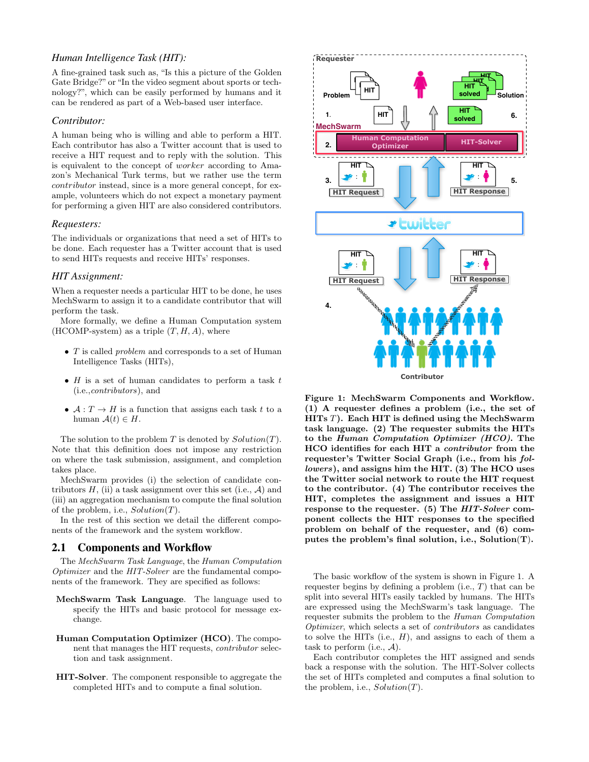*Human Intelligence Task (HIT):*

A fine-grained task such as, "Is this a picture of the Golden Gate Bridge?" or "In the video segment about sports or technology?", which can be easily performed by humans and it can be rendered as part of a Web-based user interface.

*Contributor:*

A human being who is willing and able to perform a HIT. Each contributor has also a Twitter account that is used to receive a HIT request and to reply with the solution. This is equivalent to the concept of *worker* according to Amazon's Mechanical Turk terms, but we rather use the term *contributor* instead, since is a more general concept, for example, volunteers which do not expect a monetary payment for performing a given HIT are also considered contributors.

*Requesters:*

The individuals or organizations that need a set of HITs to be done. Each requester has a Twitter account that is used to send HITs requests and receive HITs' responses.

*HIT Assignment:*

When a requester needs a particular HIT to be done, he uses MechSwarm to assign it to a candidate contributor that will perform the task.

More formally, we define a Human Computation system (HCOMP-system) as a triple $(T, H, A)$, where

- $T$ is called *problem* and corresponds to a set of Human Intelligence Tasks (HITs),
- $H$ is a set of human candidates to perform a task $t$ (i.e.,*contributors*), and
- $\mathcal{A} : T \rightarrow H$ is a function that assigns each task $t$ to a human $\mathcal{A}(t) \in H$.

The solution to the problem $T$ is denoted by $Solution(T)$. Note that this definition does not impose any restriction on where the task submission, assignment, and completion takes place.

MechSwarm provides (i) the selection of candidate contributors $H$, (ii) a task assignment over this set (i.e., $\mathcal{A}$) and (iii) an aggregation mechanism to compute the final solution of the problem, i.e., $Solution(T)$.

In the rest of this section we detail the different components of the framework and the system workflow.

## 2.1 Components and Workflow

The *MechSwarm Task Language*, the *Human Computation Optimizer* and the *HIT-Solver* are the fundamental components of the framework. They are specified as follows:

**MechSwarm Task Language**. The language used to specify the HITs and basic protocol for message exchange.

**Human Computation Optimizer (HCO)**. The component that manages the HIT requests, *contributor* selection and task assignment.

**HIT-Solver**. The component responsible to aggregate the completed HITs and to compute a final solution.

**Figure 1: MechSwarm Components and Workflow. (1) A requester defines a problem (i.e., the set of HITs $T$). Each HIT is defined using the MechSwarm task language. (2) The requester submits the HITs to the *Human Computation Optimizer (HCO)*. The HCO identifies for each HIT a *contributor* from the requester's Twitter Social Graph (i.e., from his *followers*), and assigns him the HIT. (3) The HCO uses the Twitter social network to route the HIT request to the contributor. (4) The contributor receives the HIT, completes the assignment and issues a HIT response to the requester. (5) The *HIT-Solver* component collects the HIT responses to the specified problem on behalf of the requester, and (6) computes the problem's final solution, i.e., Solution(T).**

The basic workflow of the system is shown in Figure 1. A requester begins by defining a problem (i.e., $T$) that can be split into several HITs easily tackled by humans. The HITs are expressed using the MechSwarm's task language. The requester submits the problem to the *Human Computation Optimizer*, which selects a set of *contributors* as candidates to solve the HITs (i.e., $H$), and assigns to each of them a task to perform (i.e., $\mathcal{A}$).

Each contributor completes the HIT assigned and sends back a response with the solution. The HIT-Solver collects the set of HITs completed and computes a final solution to the problem, i.e., $Solution(T)$.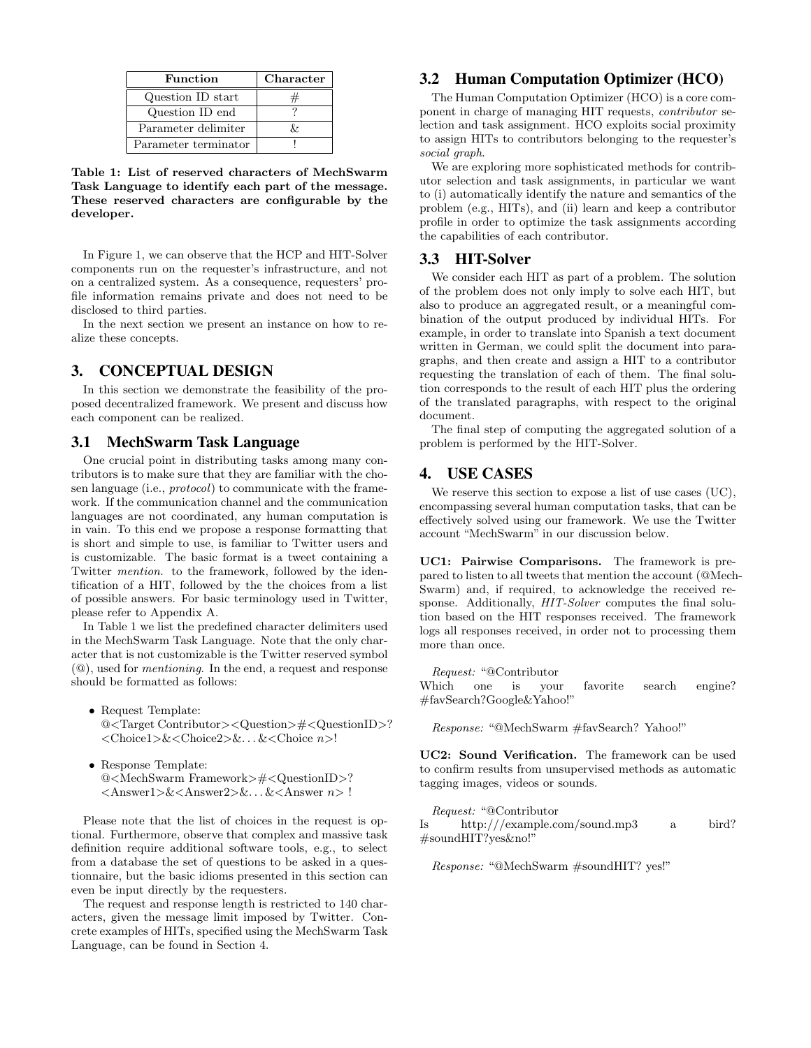| Function | Character |
|---|---|
| Question ID start | # |
| Question ID end | ? |
| Parameter delimiter | & |
| Parameter terminator | ! |

**Table 1: List of reserved characters of MechSwarm Task Language to identify each part of the message. These reserved characters are configurable by the developer.**

In Figure 1, we can observe that the HCP and HIT-Solver components run on the requester's infrastructure, and not on a centralized system. As a consequence, requesters' profile information remains private and does not need to be disclosed to third parties.

In the next section we present an instance on how to realize these concepts.

## 3. CONCEPTUAL DESIGN

In this section we demonstrate the feasibility of the proposed decentralized framework. We present and discuss how each component can be realized.

### 3.1 MechSwarm Task Language

One crucial point in distributing tasks among many contributors is to make sure that they are familiar with the chosen language (i.e., *protocol*) to communicate with the framework. If the communication channel and the communication languages are not coordinated, any human computation is in vain. To this end we propose a response formatting that is short and simple to use, is familiar to Twitter users and is customizable. The basic format is a tweet containing a Twitter *mention*. to the framework, followed by the identification of a HIT, followed by the the choices from a list of possible answers. For basic terminology used in Twitter, please refer to Appendix A.

In Table 1 we list the predefined character delimiters used in the MechSwarm Task Language. Note that the only character that is not customizable is the Twitter reserved symbol (@), used for *mentioning*. In the end, a request and response should be formatted as follows:

- Request Template:
  @<Target Contributor><Question>#<QuestionID>?<Choice1>&<Choice2>&...&<Choice *n*>!
- Response Template:
  @<MechSwarm Framework>#<QuestionID>?<Answer1>&<Answer2>&...&<Answer *n*> !

Please note that the list of choices in the request is optional. Furthermore, observe that complex and massive task definition require additional software tools, e.g., to select from a database the set of questions to be asked in a questionnaire, but the basic idioms presented in this section can even be input directly by the requesters.

The request and response length is restricted to 140 characters, given the message limit imposed by Twitter. Concrete examples of HITs, specified using the MechSwarm Task Language, can be found in Section 4.

### 3.2 Human Computation Optimizer (HCO)

The Human Computation Optimizer (HCO) is a core component in charge of managing HIT requests, *contributor* selection and task assignment. HCO exploits social proximity to assign HITs to contributors belonging to the requester's *social graph*.

We are exploring more sophisticated methods for contributor selection and task assignments, in particular we want to (i) automatically identify the nature and semantics of the problem (e.g., HITs), and (ii) learn and keep a contributor profile in order to optimize the task assignments according the capabilities of each contributor.

### 3.3 HIT-Solver

We consider each HIT as part of a problem. The solution of the problem does not only imply to solve each HIT, but also to produce an aggregated result, or a meaningful combination of the output produced by individual HITs. For example, in order to translate into Spanish a text document written in German, we could split the document into paragraphs, and then create and assign a HIT to a contributor requesting the translation of each of them. The final solution corresponds to the result of each HIT plus the ordering of the translated paragraphs, with respect to the original document.

The final step of computing the aggregated solution of a problem is performed by the HIT-Solver.

## 4. USE CASES

We reserve this section to expose a list of use cases (UC), encompassing several human computation tasks, that can be effectively solved using our framework. We use the Twitter account "MechSwarm" in our discussion below.

**UC1: Pairwise Comparisons.** The framework is prepared to listen to all tweets that mention the account (@MechSwarm) and, if required, to acknowledge the received response. Additionally, *HIT-Solver* computes the final solution based on the HIT responses received. The framework logs all responses received, in order not to processing them more than once.

*Request:* "@Contributor
Which one is your favorite search engine? #favSearch?Google&Yahoo!"

*Response:* "@MechSwarm #favSearch? Yahoo!"

**UC2: Sound Verification.** The framework can be used to confirm results from unsupervised methods as automatic tagging images, videos or sounds.

*Request:* "@Contributor
Is http:///example.com/sound.mp3 a bird? #soundHIT?yes&no!"

*Response:* "@MechSwarm #soundHIT? yes!"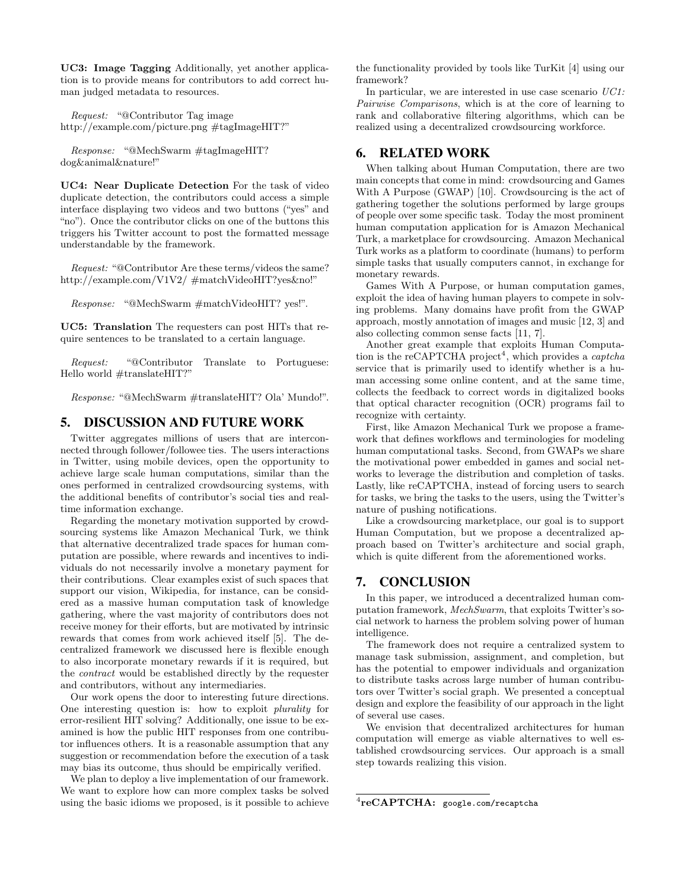**UC3: Image Tagging** Additionally, yet another application is to provide means for contributors to add correct human judged metadata to resources.

*Request:* "@Contributor Tag image http://example.com/picture.png #tagImageHIT?"

*Response:* "@MechSwarm #tagImageHIT? dog&animal&nature!"

**UC4: Near Duplicate Detection** For the task of video duplicate detection, the contributors could access a simple interface displaying two videos and two buttons ("yes" and "no"). Once the contributor clicks on one of the buttons this triggers his Twitter account to post the formatted message understandable by the framework.

*Request:* "@Contributor Are these terms/videos the same? http://example.com/V1V2/ #matchVideoHIT?yes&no!"

*Response:* "@MechSwarm #matchVideoHIT? yes!".

**UC5: Translation** The requesters can post HITs that require sentences to be translated to a certain language.

*Request:* "@Contributor Translate to Portuguese: Hello world #translateHIT?"

*Response:* "@MechSwarm #translateHIT? Ola' Mundo!".

## 5. DISCUSSION AND FUTURE WORK

Twitter aggregates millions of users that are interconnected through follower/followee ties. The users interactions in Twitter, using mobile devices, open the opportunity to achieve large scale human computations, similar than the ones performed in centralized crowdsourcing systems, with the additional benefits of contributor's social ties and real-time information exchange.

Regarding the monetary motivation supported by crowdsourcing systems like Amazon Mechanical Turk, we think that alternative decentralized trade spaces for human computation are possible, where rewards and incentives to individuals do not necessarily involve a monetary payment for their contributions. Clear examples exist of such spaces that support our vision, Wikipedia, for instance, can be considered as a massive human computation task of knowledge gathering, where the vast majority of contributors does not receive money for their efforts, but are motivated by intrinsic rewards that comes from work achieved itself [5]. The decentralized framework we discussed here is flexible enough to also incorporate monetary rewards if it is required, but the *contract* would be established directly by the requester and contributors, without any intermediaries.

Our work opens the door to interesting future directions. One interesting question is: how to exploit *plurality* for error-resilient HIT solving? Additionally, one issue to be examined is how the public HIT responses from one contributor influences others. It is a reasonable assumption that any suggestion or recommendation before the execution of a task may bias its outcome, thus should be empirically verified.

We plan to deploy a live implementation of our framework. We want to explore how can more complex tasks be solved using the basic idioms we proposed, is it possible to achieve the functionality provided by tools like TurKit [4] using our framework?

In particular, we are interested in use case scenario *UC1: Pairwise Comparisons*, which is at the core of learning to rank and collaborative filtering algorithms, which can be realized using a decentralized crowdsourcing workforce.

## 6. RELATED WORK

When talking about Human Computation, there are two main concepts that come in mind: crowdsourcing and Games With A Purpose (GWAP) [10]. Crowdsourcing is the act of gathering together the solutions performed by large groups of people over some specific task. Today the most prominent human computation application for is Amazon Mechanical Turk, a marketplace for crowdsourcing. Amazon Mechanical Turk works as a platform to coordinate (humans) to perform simple tasks that usually computers cannot, in exchange for monetary rewards.

Games With A Purpose, or human computation games, exploit the idea of having human players to compete in solving problems. Many domains have profit from the GWAP approach, mostly annotation of images and music [12, 3] and also collecting common sense facts [11, 7].

Another great example that exploits Human Computation is the reCAPTCHA project[4], which provides a *captcha* service that is primarily used to identify whether is a human accessing some online content, and at the same time, collects the feedback to correct words in digitalized books that optical character recognition (OCR) programs fail to recognize with certainty.

First, like Amazon Mechanical Turk we propose a framework that defines workflows and terminologies for modeling human computational tasks. Second, from GWAPs we share the motivational power embedded in games and social networks to leverage the distribution and completion of tasks. Lastly, like reCAPTCHA, instead of forcing users to search for tasks, we bring the tasks to the users, using the Twitter's nature of pushing notifications.

Like a crowdsourcing marketplace, our goal is to support Human Computation, but we propose a decentralized approach based on Twitter's architecture and social graph, which is quite different from the aforementioned works.

## 7. CONCLUSION

In this paper, we introduced a decentralized human computation framework, *MechSwarm*, that exploits Twitter's social network to harness the problem solving power of human intelligence.

The framework does not require a centralized system to manage task submission, assignment, and completion, but has the potential to empower individuals and organization to distribute tasks across large number of human contributors over Twitter's social graph. We presented a conceptual design and explore the feasibility of our approach in the light of several use cases.

We envision that decentralized architectures for human computation will emerge as viable alternatives to well established crowdsourcing services. Our approach is a small step towards realizing this vision.

[4] **reCAPTCHA:** google.com/recaptcha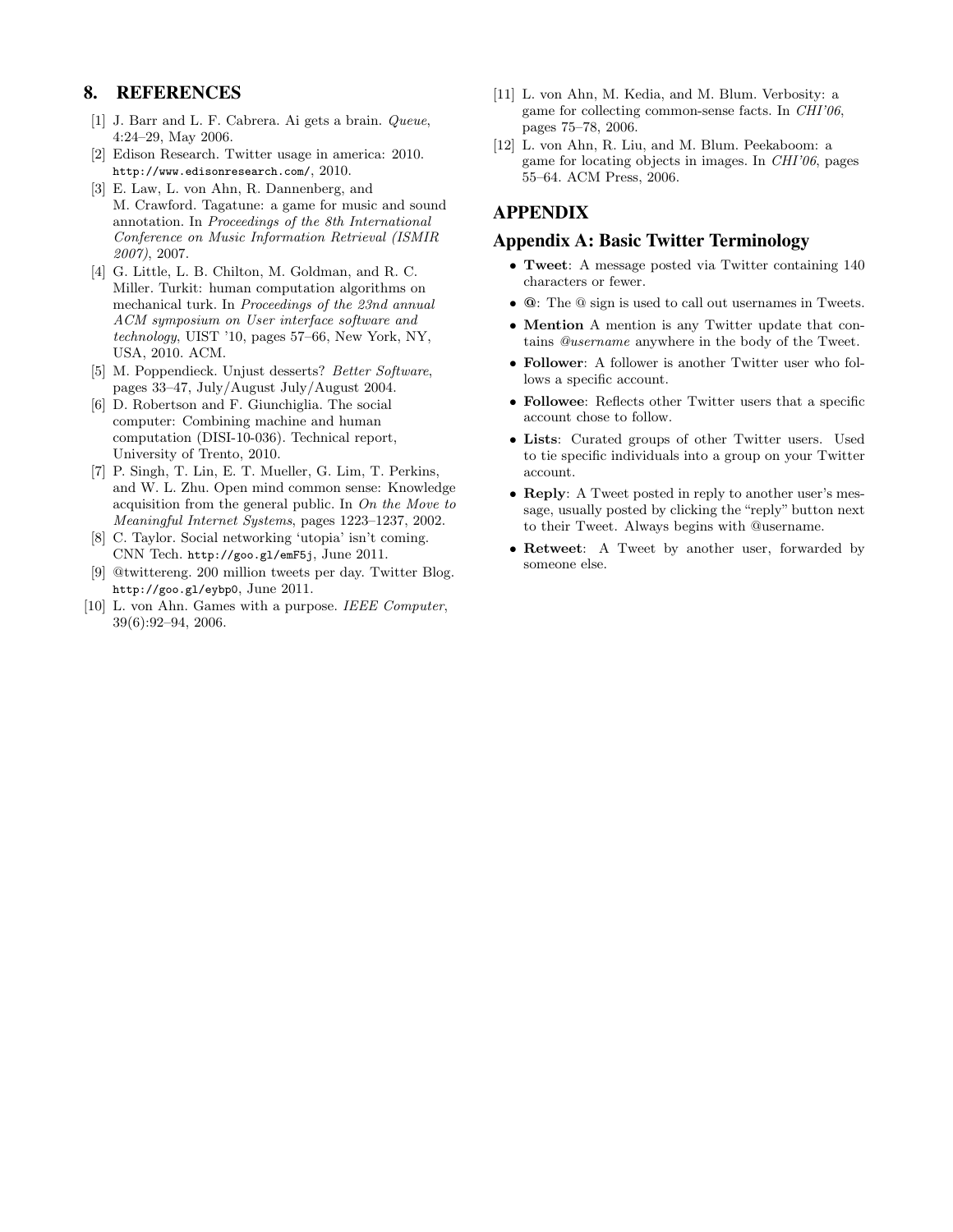## 8. REFERENCES

[1] J. Barr and L. F. Cabrera. Ai gets a brain. *Queue*, 4:24–29, May 2006.

[2] Edison Research. Twitter usage in america: 2010. `http://www.edisonresearch.com/`, 2010.

[3] E. Law, L. von Ahn, R. Dannenberg, and M. Crawford. Tagatune: a game for music and sound annotation. In *Proceedings of the 8th International Conference on Music Information Retrieval (ISMIR 2007)*, 2007.

[4] G. Little, L. B. Chilton, M. Goldman, and R. C. Miller. Turkit: human computation algorithms on mechanical turk. In *Proceedings of the 23nd annual ACM symposium on User interface software and technology*, UIST '10, pages 57–66, New York, NY, USA, 2010. ACM.

[5] M. Poppendieck. Unjust desserts? *Better Software*, pages 33–47, July/August July/August 2004.

[6] D. Robertson and F. Giunchiglia. The social computer: Combining machine and human computation (DISI-10-036). Technical report, University of Trento, 2010.

[7] P. Singh, T. Lin, E. T. Mueller, G. Lim, T. Perkins, and W. L. Zhu. Open mind common sense: Knowledge acquisition from the general public. In *On the Move to Meaningful Internet Systems*, pages 1223–1237, 2002.

[8] C. Taylor. Social networking 'utopia' isn't coming. CNN Tech. `http://goo.gl/emF5j`, June 2011.

[9] @twittereng. 200 million tweets per day. Twitter Blog. `http://goo.gl/eybp0`, June 2011.

[10] L. von Ahn. Games with a purpose. *IEEE Computer*, 39(6):92–94, 2006.

[11] L. von Ahn, M. Kedia, and M. Blum. Verbosity: a game for collecting common-sense facts. In *CHI'06*, pages 75–78, 2006.

[12] L. von Ahn, R. Liu, and M. Blum. Peekaboom: a game for locating objects in images. In *CHI'06*, pages 55–64. ACM Press, 2006.

# APPENDIX

## Appendix A: Basic Twitter Terminology

- **Tweet**: A message posted via Twitter containing 140 characters or fewer.
- **@**: The @ sign is used to call out usernames in Tweets.
- **Mention** A mention is any Twitter update that contains *@username* anywhere in the body of the Tweet.
- **Follower**: A follower is another Twitter user who follows a specific account.
- **Followee**: Reflects other Twitter users that a specific account chose to follow.
- **Lists**: Curated groups of other Twitter users. Used to tie specific individuals into a group on your Twitter account.
- **Reply**: A Tweet posted in reply to another user's message, usually posted by clicking the "reply" button next to their Tweet. Always begins with @username.
- **Retweet**: A Tweet by another user, forwarded by someone else.